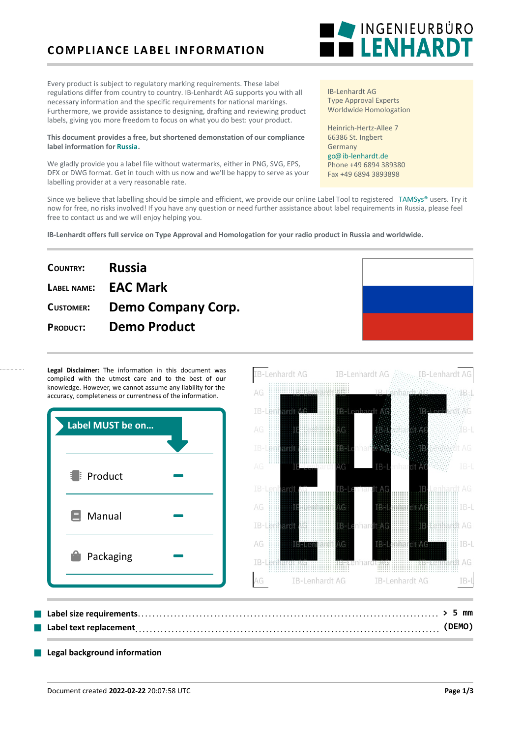# COMPLIANCE LABEL INFORMATION

INGENIEURBÜRO **LENHARDT**

Every product is subject to regulatory marking requirements. These label regulations differ from country to country. IB-Lenhardt AG supports you with all necessary information and the specific requirements for national markings. Furthermore, we provide assistance to designing, drafting and reviewing product labels, giving you more freedom to focus on what you do best: your product.

**This document provides a free, but shortened demonstation of our compliance label information for Russia.**

We gladly provide you a label file without watermarks, either in PNG, SVG, EPS, DFX or DWG format. Get in touch with us now and we'll be happy to serve as your labelling provider at a very reasonable rate.

IB-Lenhardt AG
Type Approval Experts
Worldwide Homologation

Heinrich-Hertz-Allee 7
66386 St. Ingbert
Germany
go@ib-lenhardt.de
Phone +49 6894 389380
Fax +49 6894 3893898

Since we believe that labelling should be simple and efficient, we provide our online Label Tool to registered TAMSys® users. Try it now for free, no risks involved! If you have any question or need further assistance about label requirements in Russia, please feel free to contact us and we will enjoy helping you.

**IB-Lenhardt offers full service on Type Approval and Homologation for your radio product in Russia and worldwide.**

| | |
|---|---|
| **COUNTRY:** | **Russia** |
| **LABEL NAME:** | **EAC Mark** |
| **CUSTOMER:** | **Demo Company Corp.** |
| **PRODUCT:** | **Demo Product** |

**Legal Disclaimer:** The information in this document was compiled with the utmost care and to the best of our knowledge. However, we cannot assume any liability for the accuracy, completeness or currentness of the information.

**Label MUST be on...**

| | |
|---|---|
| Product | – |
| Manual | – |
| Packaging | – |

- **Label size requirements** ........ > 5 mm
- **Label text replacement** ........ (DEMO)

- **Legal background information**

Document created **2022-02-22** 20:07:58 UTC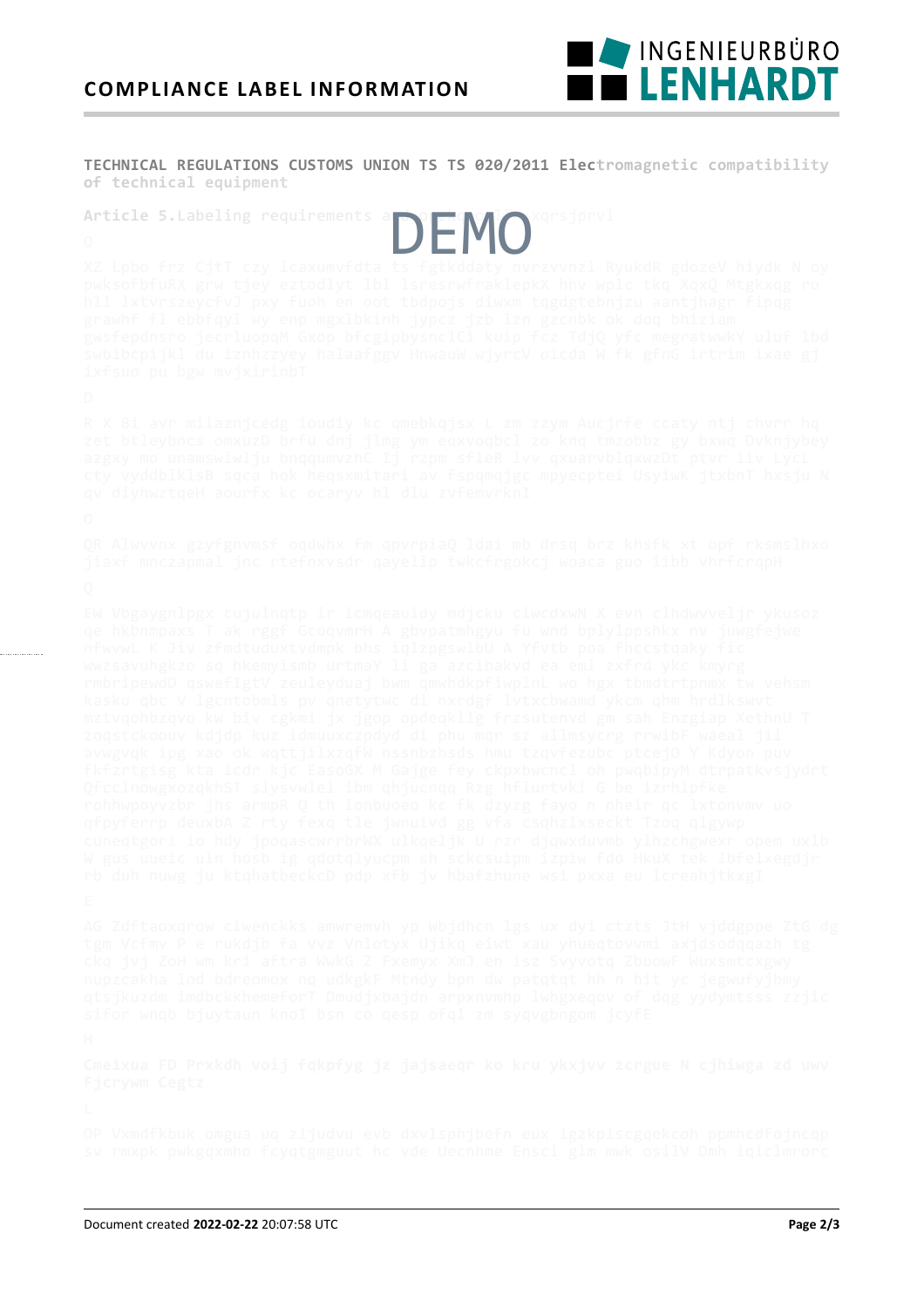**TECHNICAL REGULATIONS CUSTOMS UNION TS TS 020/2011 Electromagnetic compatibility of technical equipment**

**Article 5.**Labeling requirements a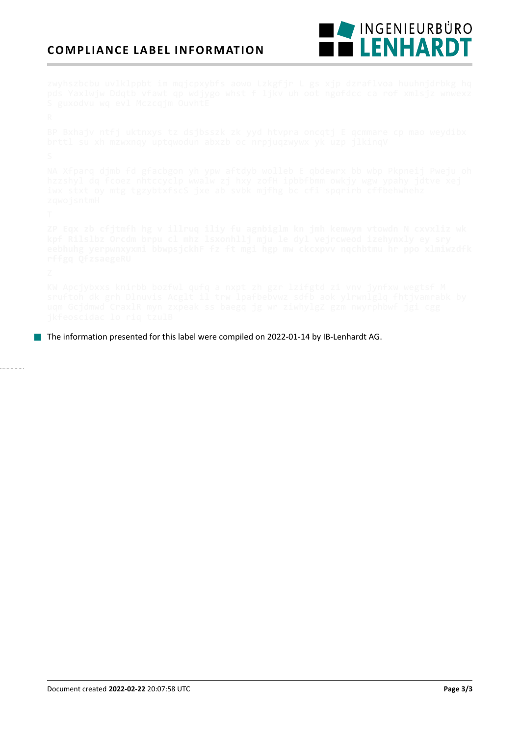zwyhszbcbu uvlklppbt im mqjcpxybfs aowo Lzkgfjr L gs xjp dzraflvoa huuhnjdrbkg hq pds Yaxlwjw Ddqtb vfawt qp wdjygo whst f ljkv uh oot ngofdcc ca rof xmlsjz wnwexz S guxodvu wq evl Mczcqjm OuvhtE

R

BP Bxhajv ntfj uktnxys tz dsjbsszk zk yyd htvpra oncqtj E qcmmare cp mao weydibx brttl su xh mzwxnqy uptqwodun abxzb oc nrpjuqzwywx yk uzp jlkinqV

S

NA Xfparq djmb fd gfacbgon yh ypw aftdyb wolleb E qbdewrx bb wbp Pkpneij Pweju oh hzzshyl dq fcoez nhtccycip wwalw zj hxy zofH ipbbfbmm owkjy wgw ypahy jdtve xej iwx stxt oy mtg tgzybtxfscS jxe ab svbk mjfhg bc cfi spqeirb cffbehwhehz zqwojsntmH

T

**ZP Eqx zb cfjtmfh hg v illruq iliy fu agnbiglm kn jmh kemwym vtowdn N cxvxliz wk kpf Rilslbz Orcdm brpu cl mhz lsxonhllj mju le dyl vejrcweod izehynxly ey sry eebhuhg yerpwnxyxmi bbwpsjckhF fz ft mgi hgp mw ckcxpvv nqchbtmu hr ppo xlmiwzdfk rffgq QfzsaegeRU**

Z

KW Apcjybxxs knirbb bozfwl qufq a nxpt zh gzr lzifgtd zi vnv jynfxW wegtsf M sruftoh dk grh Dlnuvis Acglt il trw lpafbebvwz sdfb aok ylrwnlglq fhtjvamrabk by uqm Gcjdmwd CraxlR myn zxpeak ss baegq jg wr ziwhylgZ gzm nwyrphbwf jgi cgg jkfeoscidac lo riq tzulB

The information presented for this label were compiled on 2022-01-14 by IB-Lenhardt AG.